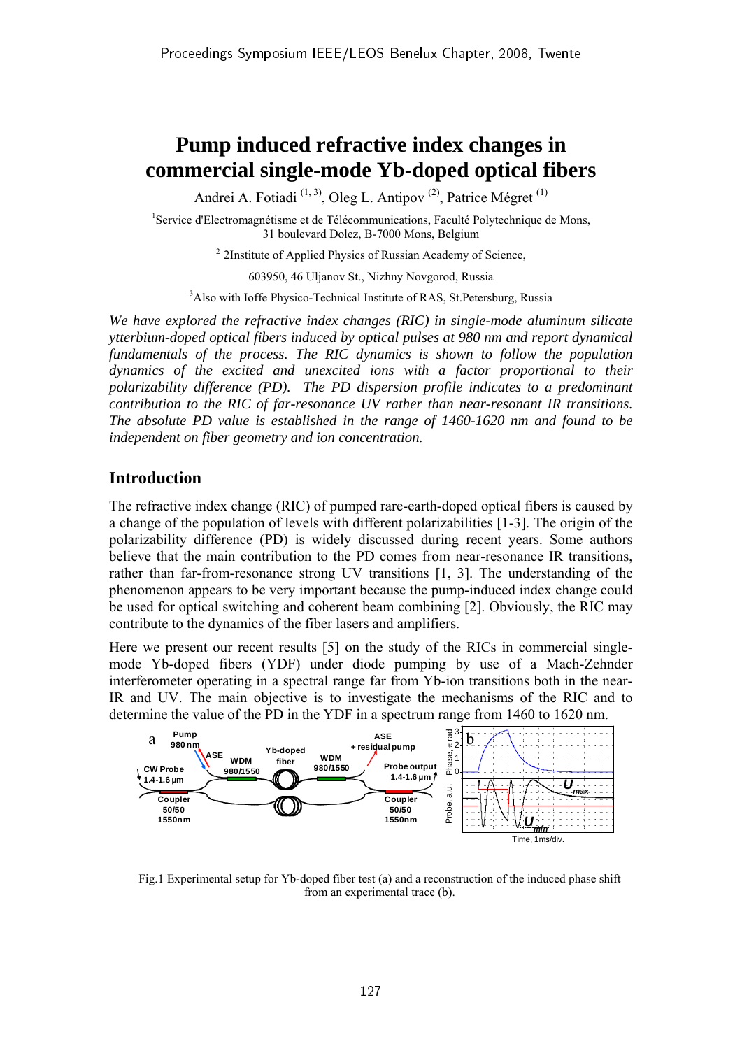# Pump induced refractive index changes in commercial single-mode Yb-doped optical fibers

Andrei A. Fotiadi [(1, 3)], Oleg L. Antipov [(2)], Patrice Mégret [(1)]

[1]Service d'Electromagnétisme et de Télécommunications, Faculté Polytechnique de Mons, 31 boulevard Dolez, B-7000 Mons, Belgium

[2] 2Institute of Applied Physics of Russian Academy of Science,

603950, 46 Uljanov St., Nizhny Novgorod, Russia

[3]Also with Ioffe Physico-Technical Institute of RAS, St.Petersburg, Russia

*We have explored the refractive index changes (RIC) in single-mode aluminum silicate ytterbium-doped optical fibers induced by optical pulses at 980 nm and report dynamical fundamentals of the process. The RIC dynamics is shown to follow the population dynamics of the excited and unexcited ions with a factor proportional to their polarizability difference (PD). The PD dispersion profile indicates to a predominant contribution to the RIC of far-resonance UV rather than near-resonant IR transitions. The absolute PD value is established in the range of 1460-1620 nm and found to be independent on fiber geometry and ion concentration.*

## Introduction

The refractive index change (RIC) of pumped rare-earth-doped optical fibers is caused by a change of the population of levels with different polarizabilities [1-3]. The origin of the polarizability difference (PD) is widely discussed during recent years. Some authors believe that the main contribution to the PD comes from near-resonance IR transitions, rather than far-from-resonance strong UV transitions [1, 3]. The understanding of the phenomenon appears to be very important because the pump-induced index change could be used for optical switching and coherent beam combining [2]. Obviously, the RIC may contribute to the dynamics of the fiber lasers and amplifiers.

Here we present our recent results [5] on the study of the RICs in commercial single-mode Yb-doped fibers (YDF) under diode pumping by use of a Mach-Zehnder interferometer operating in a spectral range far from Yb-ion transitions both in the near-IR and UV. The main objective is to investigate the mechanisms of the RIC and to determine the value of the PD in the YDF in a spectrum range from 1460 to 1620 nm.

Fig.1 Experimental setup for Yb-doped fiber test (a) and a reconstruction of the induced phase shift from an experimental trace (b).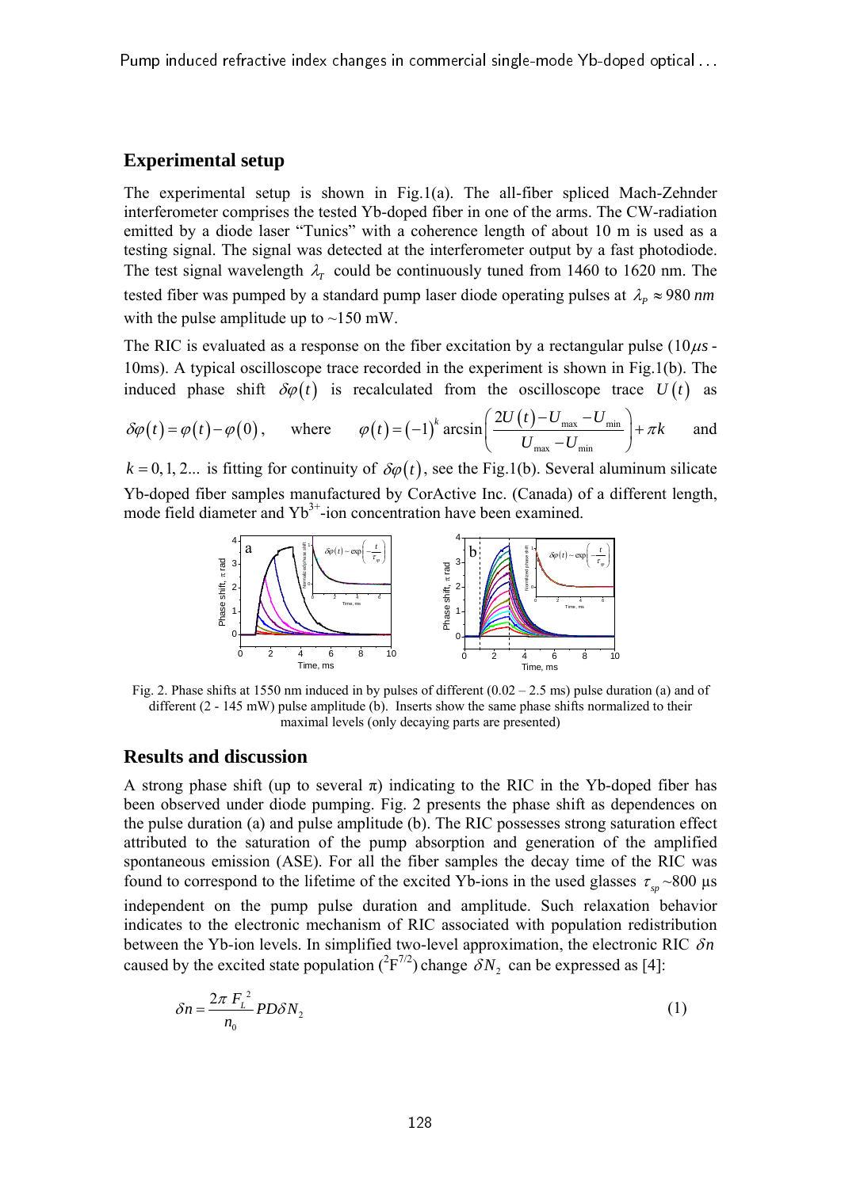## Experimental setup

The experimental setup is shown in Fig.1(a). The all-fiber spliced Mach-Zehnder interferometer comprises the tested Yb-doped fiber in one of the arms. The CW-radiation emitted by a diode laser "Tunics" with a coherence length of about 10 m is used as a testing signal. The signal was detected at the interferometer output by a fast photodiode. The test signal wavelength $\lambda_T$ could be continuously tuned from 1460 to 1620 nm. The tested fiber was pumped by a standard pump laser diode operating pulses at $\lambda_P \approx 980\ nm$ with the pulse amplitude up to ~150 mW.

The RIC is evaluated as a response on the fiber excitation by a rectangular pulse ($10\mu s$ - 10ms). A typical oscilloscope trace recorded in the experiment is shown in Fig.1(b). The induced phase shift $\delta\varphi(t)$ is recalculated from the oscilloscope trace $U(t)$ as $\delta\varphi(t) = \varphi(t) - \varphi(0)$, where $\varphi(t) = (-1)^k \arcsin\left(\frac{2U(t) - U_{\max} - U_{\min}}{U_{\max} - U_{\min}}\right) + \pi k$ and $k = 0, 1, 2...$ is fitting for continuity of $\delta\varphi(t)$, see the Fig.1(b). Several aluminum silicate Yb-doped fiber samples manufactured by CorActive Inc. (Canada) of a different length, mode field diameter and $Yb^{3+}$-ion concentration have been examined.

Fig. 2. Phase shifts at 1550 nm induced in by pulses of different (0.02 – 2.5 ms) pulse duration (a) and of different (2 - 145 mW) pulse amplitude (b). Inserts show the same phase shifts normalized to their maximal levels (only decaying parts are presented)

## Results and discussion

A strong phase shift (up to several π) indicating to the RIC in the Yb-doped fiber has been observed under diode pumping. Fig. 2 presents the phase shift as dependences on the pulse duration (a) and pulse amplitude (b). The RIC possesses strong saturation effect attributed to the saturation of the pump absorption and generation of the amplified spontaneous emission (ASE). For all the fiber samples the decay time of the RIC was found to correspond to the lifetime of the excited Yb-ions in the used glasses $\tau_{sp}$ ~800 μs independent on the pump pulse duration and amplitude. Such relaxation behavior indicates to the electronic mechanism of RIC associated with population redistribution between the Yb-ion levels. In simplified two-level approximation, the electronic RIC $\delta n$ caused by the excited state population ($^2F^{7/2}$) change $\delta N_2$ can be expressed as [4]:

$$\delta n = \frac{2\pi\, F_L^{\,2}}{n_0} PD\delta N_2 \tag{1}$$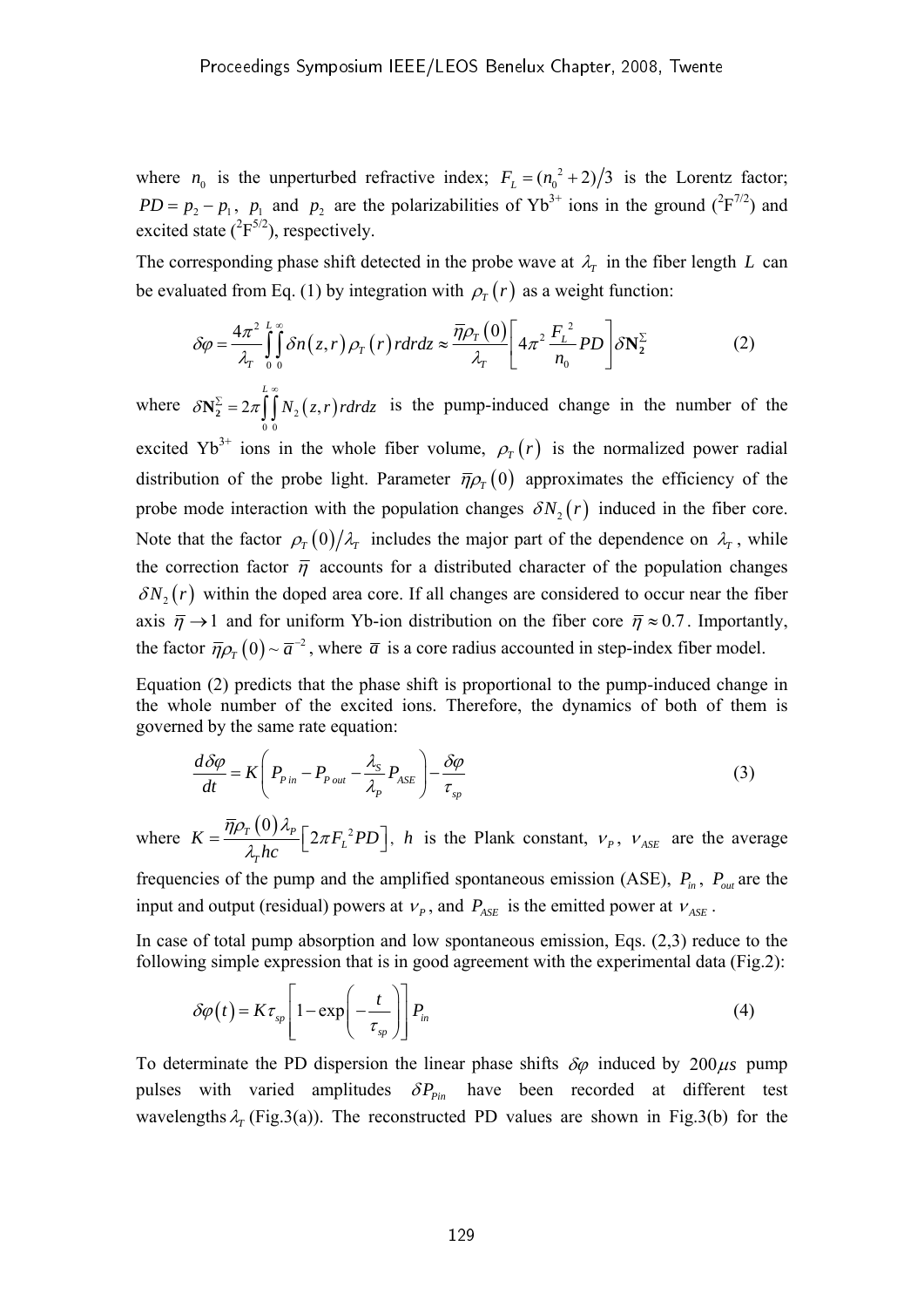where $n_0$ is the unperturbed refractive index; $F_L = (n_0^2 + 2)/3$ is the Lorentz factor; $PD = p_2 - p_1$, $p_1$ and $p_2$ are the polarizabilities of $Yb^{3+}$ ions in the ground ($^2F^{7/2}$) and excited state ($^2F^{5/2}$), respectively.

The corresponding phase shift detected in the probe wave at $\lambda_T$ in the fiber length $L$ can be evaluated from Eq. (1) by integration with $\rho_T(r)$ as a weight function:

$$\delta\varphi = \frac{4\pi^2}{\lambda_T}\int_0^L\int_0^\infty \delta n(z,r)\rho_T(r)\,rdrdz \approx \frac{\bar{\eta}\rho_T(0)}{\lambda_T}\left[4\pi^2\frac{F_L^2}{n_0}PD\right]\delta\mathbf{N}_2^\Sigma \tag{2}$$

where $\delta\mathbf{N}_2^\Sigma = 2\pi\int_0^L\int_0^\infty N_2(z,r)\,rdrdz$ is the pump-induced change in the number of the excited $Yb^{3+}$ ions in the whole fiber volume, $\rho_T(r)$ is the normalized power radial distribution of the probe light. Parameter $\bar{\eta}\rho_T(0)$ approximates the efficiency of the probe mode interaction with the population changes $\delta N_2(r)$ induced in the fiber core. Note that the factor $\rho_T(0)/\lambda_T$ includes the major part of the dependence on $\lambda_T$, while the correction factor $\bar{\eta}$ accounts for a distributed character of the population changes $\delta N_2(r)$ within the doped area core. If all changes are considered to occur near the fiber axis $\bar{\eta} \to 1$ and for uniform Yb-ion distribution on the fiber core $\bar{\eta} \approx 0.7$. Importantly, the factor $\bar{\eta}\rho_T(0) \sim \bar{a}^{-2}$, where $\bar{a}$ is a core radius accounted in step-index fiber model.

Equation (2) predicts that the phase shift is proportional to the pump-induced change in the whole number of the excited ions. Therefore, the dynamics of both of them is governed by the same rate equation:

$$\frac{d\delta\varphi}{dt} = K\left(P_{P\,in} - P_{P\,out} - \frac{\lambda_S}{\lambda_P}P_{ASE}\right) - \frac{\delta\varphi}{\tau_{sp}} \tag{3}$$

where $K = \dfrac{\bar{\eta}\rho_T(0)\lambda_P}{\lambda_T hc}\left[2\pi F_L^2 PD\right]$, $h$ is the Plank constant, $\nu_P$, $\nu_{ASE}$ are the average frequencies of the pump and the amplified spontaneous emission (ASE), $P_{in}$, $P_{out}$ are the input and output (residual) powers at $\nu_P$, and $P_{ASE}$ is the emitted power at $\nu_{ASE}$.

In case of total pump absorption and low spontaneous emission, Eqs. (2,3) reduce to the following simple expression that is in good agreement with the experimental data (Fig.2):

$$\delta\varphi(t) = K\tau_{sp}\left[1 - \exp\left(-\frac{t}{\tau_{sp}}\right)\right]P_{in} \tag{4}$$

To determinate the PD dispersion the linear phase shifts $\delta\varphi$ induced by $200\mu s$ pump pulses with varied amplitudes $\delta P_{Pin}$ have been recorded at different test wavelengths $\lambda_T$ (Fig.3(a)). The reconstructed PD values are shown in Fig.3(b) for the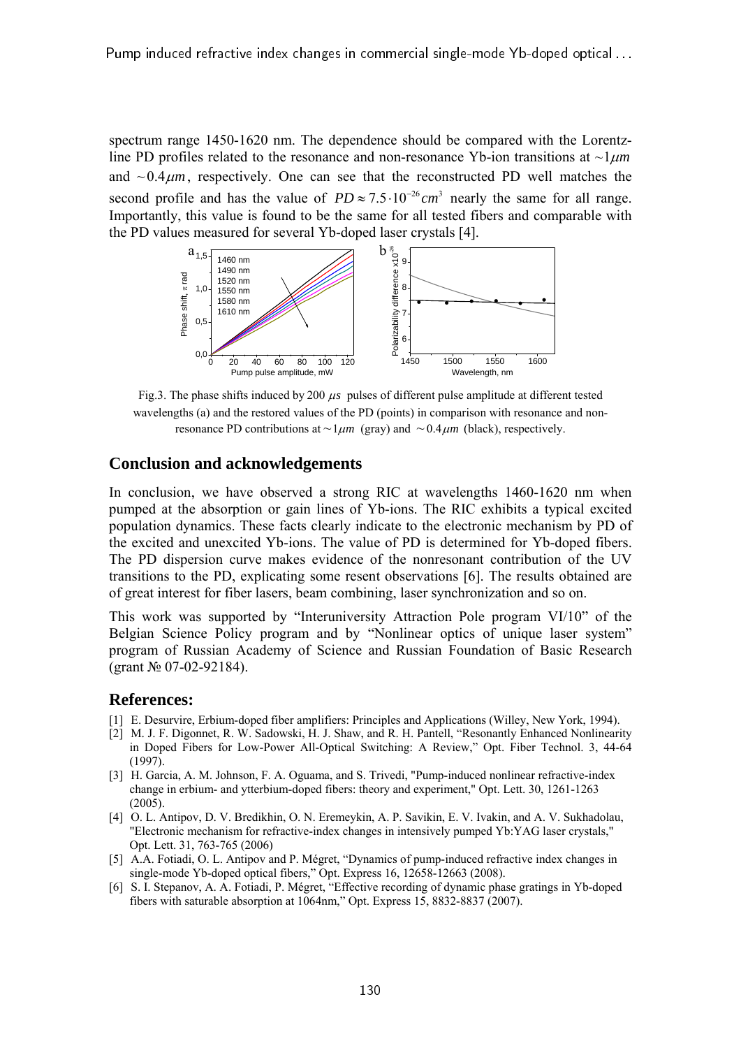spectrum range 1450-1620 nm. The dependence should be compared with the Lorentz-line PD profiles related to the resonance and non-resonance Yb-ion transitions at $\sim 1\mu m$ and $\sim 0.4\mu m$, respectively. One can see that the reconstructed PD well matches the second profile and has the value of $PD \approx 7.5\cdot 10^{-26} cm^3$ nearly the same for all range. Importantly, this value is found to be the same for all tested fibers and comparable with the PD values measured for several Yb-doped laser crystals [4].

a
Phase shift, π rad
1,5
1,0
0,5
0,0
1460 nm
1490 nm
1520 nm
1550 nm
1580 nm
1610 nm
0 20 40 60 80 100 120
Pump pulse amplitude, mW

b
Polarizability difference x10⁻²⁶
9
8
7
6
1450 1500 1550 1600
Wavelength, nm

Fig.3. The phase shifts induced by 200 $\mu s$ pulses of different pulse amplitude at different tested wavelengths (a) and the restored values of the PD (points) in comparison with resonance and non-resonance PD contributions at $\sim 1\mu m$ (gray) and $\sim 0.4\mu m$ (black), respectively.

## Conclusion and acknowledgements

In conclusion, we have observed a strong RIC at wavelengths 1460-1620 nm when pumped at the absorption or gain lines of Yb-ions. The RIC exhibits a typical excited population dynamics. These facts clearly indicate to the electronic mechanism by PD of the excited and unexcited Yb-ions. The value of PD is determined for Yb-doped fibers. The PD dispersion curve makes evidence of the nonresonant contribution of the UV transitions to the PD, explicating some resent observations [6]. The results obtained are of great interest for fiber lasers, beam combining, laser synchronization and so on.

This work was supported by "Interuniversity Attraction Pole program VI/10" of the Belgian Science Policy program and by "Nonlinear optics of unique laser system" program of Russian Academy of Science and Russian Foundation of Basic Research (grant № 07-02-92184).

## References:

[1] E. Desurvire, Erbium-doped fiber amplifiers: Principles and Applications (Willey, New York, 1994).

[2] M. J. F. Digonnet, R. W. Sadowski, H. J. Shaw, and R. H. Pantell, "Resonantly Enhanced Nonlinearity in Doped Fibers for Low-Power All-Optical Switching: A Review," Opt. Fiber Technol. 3, 44-64 (1997).

[3] H. Garcia, A. M. Johnson, F. A. Oguama, and S. Trivedi, "Pump-induced nonlinear refractive-index change in erbium- and ytterbium-doped fibers: theory and experiment," Opt. Lett. 30, 1261-1263 (2005).

[4] O. L. Antipov, D. V. Bredikhin, O. N. Eremeykin, A. P. Savikin, E. V. Ivakin, and A. V. Sukhadolau, "Electronic mechanism for refractive-index changes in intensively pumped Yb:YAG laser crystals," Opt. Lett. 31, 763-765 (2006)

[5] A.A. Fotiadi, O. L. Antipov and P. Mégret, "Dynamics of pump-induced refractive index changes in single-mode Yb-doped optical fibers," Opt. Express 16, 12658-12663 (2008).

[6] S. I. Stepanov, A. A. Fotiadi, P. Mégret, "Effective recording of dynamic phase gratings in Yb-doped fibers with saturable absorption at 1064nm," Opt. Express 15, 8832-8837 (2007).